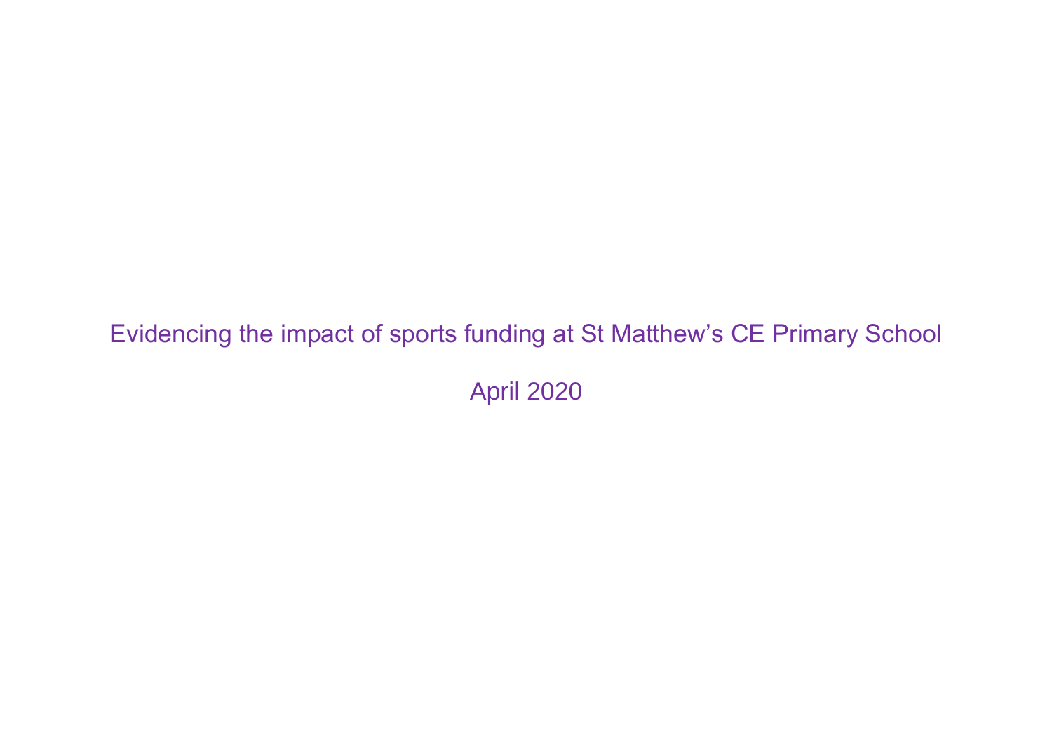# Evidencing the impact of sports funding at St Matthew's CE Primary School

April 2020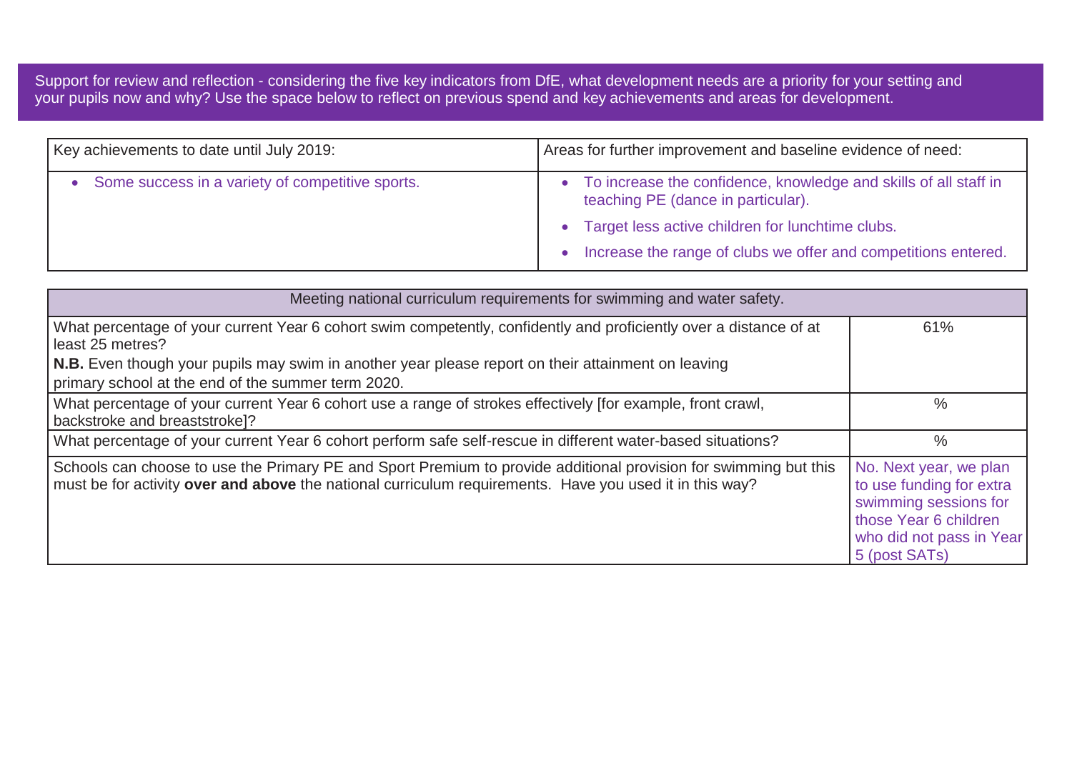Support for review and reflection - considering the five key indicators from DfE, what development needs are a priority for your setting and your pupils now and why? Use the space below to reflect on previous spend and key achievements and areas for development.

| Key achievements to date until July 2019: | Areas for further improvement and baseline evidence of need: |
|---|---|
| • Some success in a variety of competitive sports. | • To increase the confidence, knowledge and skills of all staff in teaching PE (dance in particular).<br>• Target less active children for lunchtime clubs.<br>• Increase the range of clubs we offer and competitions entered. |

| Meeting national curriculum requirements for swimming and water safety. | |
|---|---|
| What percentage of your current Year 6 cohort swim competently, confidently and proficiently over a distance of at least 25 metres?<br>**N.B.** Even though your pupils may swim in another year please report on their attainment on leaving primary school at the end of the summer term 2020. | 61% |
| What percentage of your current Year 6 cohort use a range of strokes effectively [for example, front crawl, backstroke and breaststroke]? | % |
| What percentage of your current Year 6 cohort perform safe self-rescue in different water-based situations? | % |
| Schools can choose to use the Primary PE and Sport Premium to provide additional provision for swimming but this must be for activity **over and above** the national curriculum requirements. Have you used it in this way? | No. Next year, we plan to use funding for extra swimming sessions for those Year 6 children who did not pass in Year 5 (post SATs) |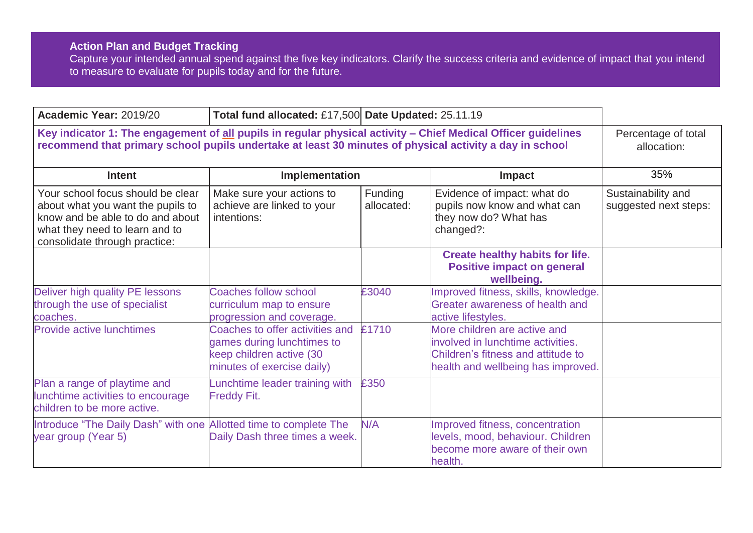**Action Plan and Budget Tracking**

Capture your intended annual spend against the five key indicators. Clarify the success criteria and evidence of impact that you intend to measure to evaluate for pupils today and for the future.

| **Academic Year:** 2019/20 | **Total fund allocated:** £17,500 | **Date Updated:** 25.11.19 | | |
|---|---|---|---|---|
| **Key indicator 1: The engagement of all pupils in regular physical activity – Chief Medical Officer guidelines recommend that primary school pupils undertake at least 30 minutes of physical activity a day in school** | | | | Percentage of total allocation: |
| **Intent** | **Implementation** | | **Impact** | 35% |
| Your school focus should be clear about what you want the pupils to know and be able to do and about what they need to learn and to consolidate through practice: | Make sure your actions to achieve are linked to your intentions: | Funding allocated: | Evidence of impact: what do pupils now know and what can they now do? What has changed?: | Sustainability and suggested next steps: |
| | | | **Create healthy habits for life. Positive impact on general wellbeing.** | |
| Deliver high quality PE lessons through the use of specialist coaches. | Coaches follow school curriculum map to ensure progression and coverage. | £3040 | Improved fitness, skills, knowledge. Greater awareness of health and active lifestyles. | |
| Provide active lunchtimes | Coaches to offer activities and games during lunchtimes to keep children active (30 minutes of exercise daily) | £1710 | More children are active and involved in lunchtime activities. Children's fitness and attitude to health and wellbeing has improved. | |
| Plan a range of playtime and lunchtime activities to encourage children to be more active. | Lunchtime leader training with Freddy Fit. | £350 | | |
| Introduce "The Daily Dash" with one year group (Year 5) | Allotted time to complete The Daily Dash three times a week. | N/A | Improved fitness, concentration levels, mood, behaviour. Children become more aware of their own health. | |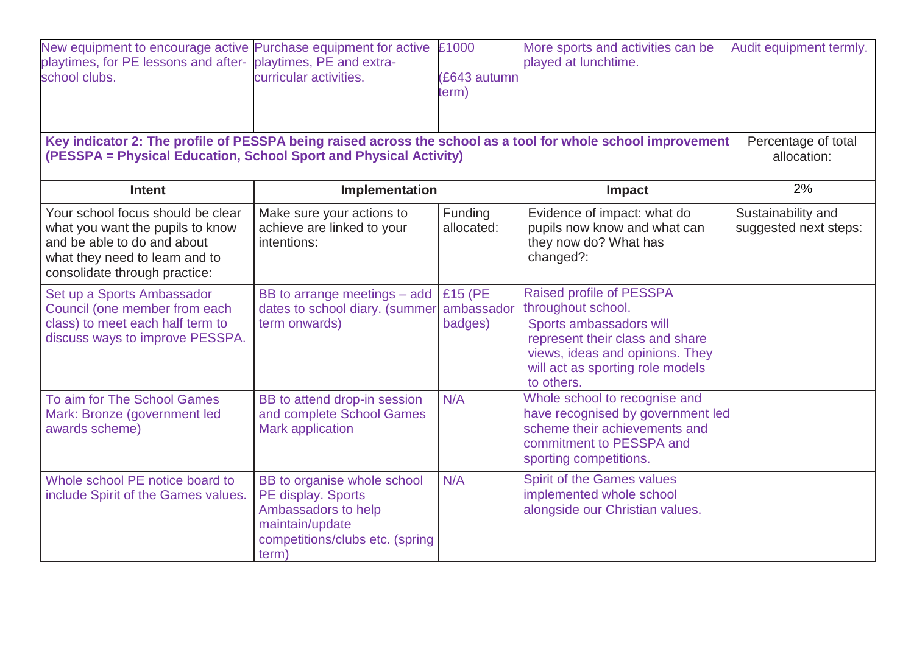| New equipment to encourage active playtimes, for PE lessons and after-school clubs. | Purchase equipment for active playtimes, PE and extra-curricular activities. | £1000 (£643 autumn term) | More sports and activities can be played at lunchtime. | Audit equipment termly. |
|---|---|---|---|---|

| **Key indicator 2: The profile of PESSPA being raised across the school as a tool for whole school improvement (PESSPA = Physical Education, School Sport and Physical Activity)** | | | | Percentage of total allocation: |
|---|---|---|---|---|
| **Intent** | **Implementation** | | **Impact** | 2% |
| Your school focus should be clear what you want the pupils to know and be able to do and about what they need to learn and to consolidate through practice: | Make sure your actions to achieve are linked to your intentions: | Funding allocated: | Evidence of impact: what do pupils now know and what can they now do? What has changed?: | Sustainability and suggested next steps: |
| Set up a Sports Ambassador Council (one member from each class) to meet each half term to discuss ways to improve PESSPA. | BB to arrange meetings – add dates to school diary. (summer term onwards) | £15 (PE ambassador badges) | Raised profile of PESSPA throughout school. Sports ambassadors will represent their class and share views, ideas and opinions. They will act as sporting role models to others. | |
| To aim for The School Games Mark: Bronze (government led awards scheme) | BB to attend drop-in session and complete School Games Mark application | N/A | Whole school to recognise and have recognised by government led scheme their achievements and commitment to PESSPA and sporting competitions. | |
| Whole school PE notice board to include Spirit of the Games values. | BB to organise whole school PE display. Sports Ambassadors to help maintain/update competitions/clubs etc. (spring term) | N/A | Spirit of the Games values implemented whole school alongside our Christian values. | |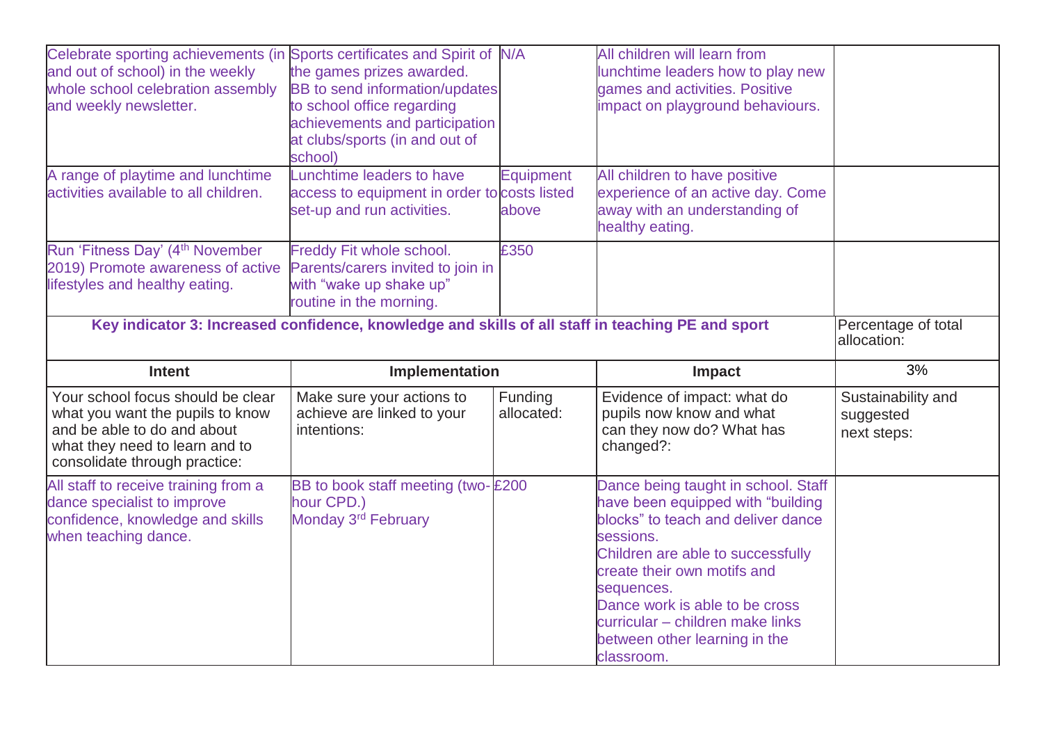| Celebrate sporting achievements (in and out of school) in the weekly whole school celebration assembly and weekly newsletter. | Sports certificates and Spirit of the games prizes awarded. BB to send information/updates to school office regarding achievements and participation at clubs/sports (in and out of school) | N/A | All children will learn from lunchtime leaders how to play new games and activities. Positive impact on playground behaviours. | |
|---|---|---|---|---|
| A range of playtime and lunchtime activities available to all children. | Lunchtime leaders to have access to equipment in order to set-up and run activities. | Equipment costs listed above | All children to have positive experience of an active day. Come away with an understanding of healthy eating. | |
| Run 'Fitness Day' (4th November 2019) Promote awareness of active lifestyles and healthy eating. | Freddy Fit whole school. Parents/carers invited to join in with "wake up shake up" routine in the morning. | £350 | | |

| **Key indicator 3: Increased confidence, knowledge and skills of all staff in teaching PE and sport** | | | | Percentage of total allocation: |
|---|---|---|---|---|
| **Intent** | **Implementation** | | **Impact** | 3% |
| Your school focus should be clear what you want the pupils to know and be able to do and about what they need to learn and to consolidate through practice: | Make sure your actions to achieve are linked to your intentions: | Funding allocated: | Evidence of impact: what do pupils now know and what can they now do? What has changed?: | Sustainability and suggested next steps: |
| All staff to receive training from a dance specialist to improve confidence, knowledge and skills when teaching dance. | BB to book staff meeting (two-hour CPD.) Monday 3rd February | £200 | Dance being taught in school. Staff have been equipped with "building blocks" to teach and deliver dance sessions. Children are able to successfully create their own motifs and sequences. Dance work is able to be cross curricular – children make links between other learning in the classroom. | |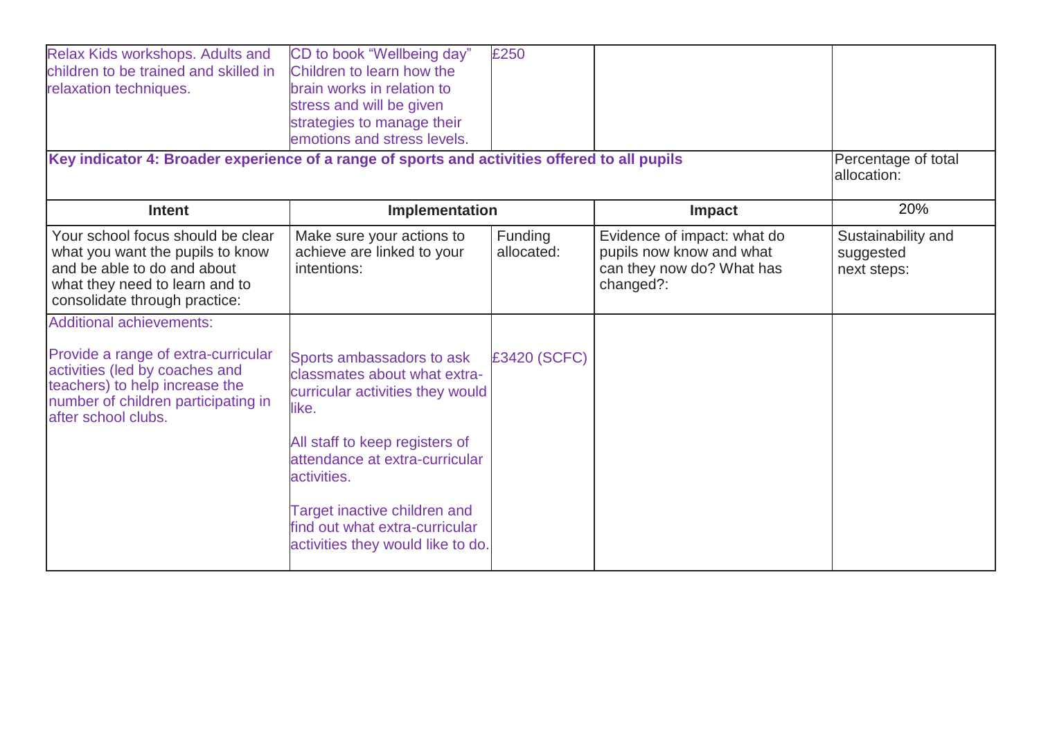| | | | | |
|---|---|---|---|---|
| Relax Kids workshops. Adults and children to be trained and skilled in relaxation techniques. | CD to book "Wellbeing day" Children to learn how the brain works in relation to stress and will be given strategies to manage their emotions and stress levels. | £250 | | |
| **Key indicator 4: Broader experience of a range of sports and activities offered to all pupils** | | | | Percentage of total allocation: |
| **Intent** | **Implementation** | | **Impact** | 20% |
| Your school focus should be clear what you want the pupils to know and be able to do and about what they need to learn and to consolidate through practice: | Make sure your actions to achieve are linked to your intentions: | Funding allocated: | Evidence of impact: what do pupils now know and what can they now do? What has changed?: | Sustainability and suggested next steps: |
| Additional achievements:<br><br>Provide a range of extra-curricular activities (led by coaches and teachers) to help increase the number of children participating in after school clubs. | Sports ambassadors to ask classmates about what extra-curricular activities they would like.<br><br>All staff to keep registers of attendance at extra-curricular activities.<br><br>Target inactive children and find out what extra-curricular activities they would like to do. | £3420 (SCFC) | | |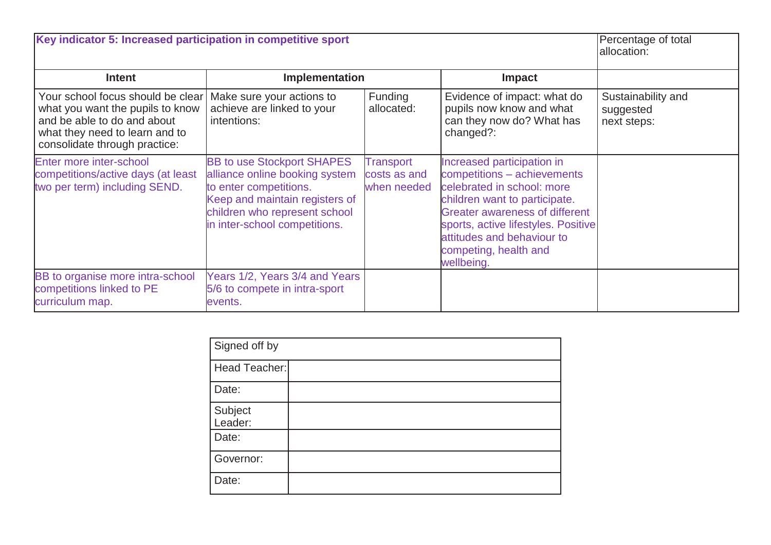| Key indicator 5: Increased participation in competitive sport | | | | Percentage of total allocation: |
|---|---|---|---|---|
| **Intent** | **Implementation** | | **Impact** | |
| Your school focus should be clear what you want the pupils to know and be able to do and about what they need to learn and to consolidate through practice: | Make sure your actions to achieve are linked to your intentions: | Funding allocated: | Evidence of impact: what do pupils now know and what can they now do? What has changed?: | Sustainability and suggested next steps: |
| Enter more inter-school competitions/active days (at least two per term) including SEND. | BB to use Stockport SHAPES alliance online booking system to enter competitions. Keep and maintain registers of children who represent school in inter-school competitions. | Transport costs as and when needed | Increased participation in competitions – achievements celebrated in school: more children want to participate. Greater awareness of different sports, active lifestyles. Positive attitudes and behaviour to competing, health and wellbeing. | |
| BB to organise more intra-school competitions linked to PE curriculum map. | Years 1/2, Years 3/4 and Years 5/6 to compete in intra-sport events. | | | |

| Signed off by | |
|---|---|
| Head Teacher: | |
| Date: | |
| Subject Leader: | |
| Date: | |
| Governor: | |
| Date: | |